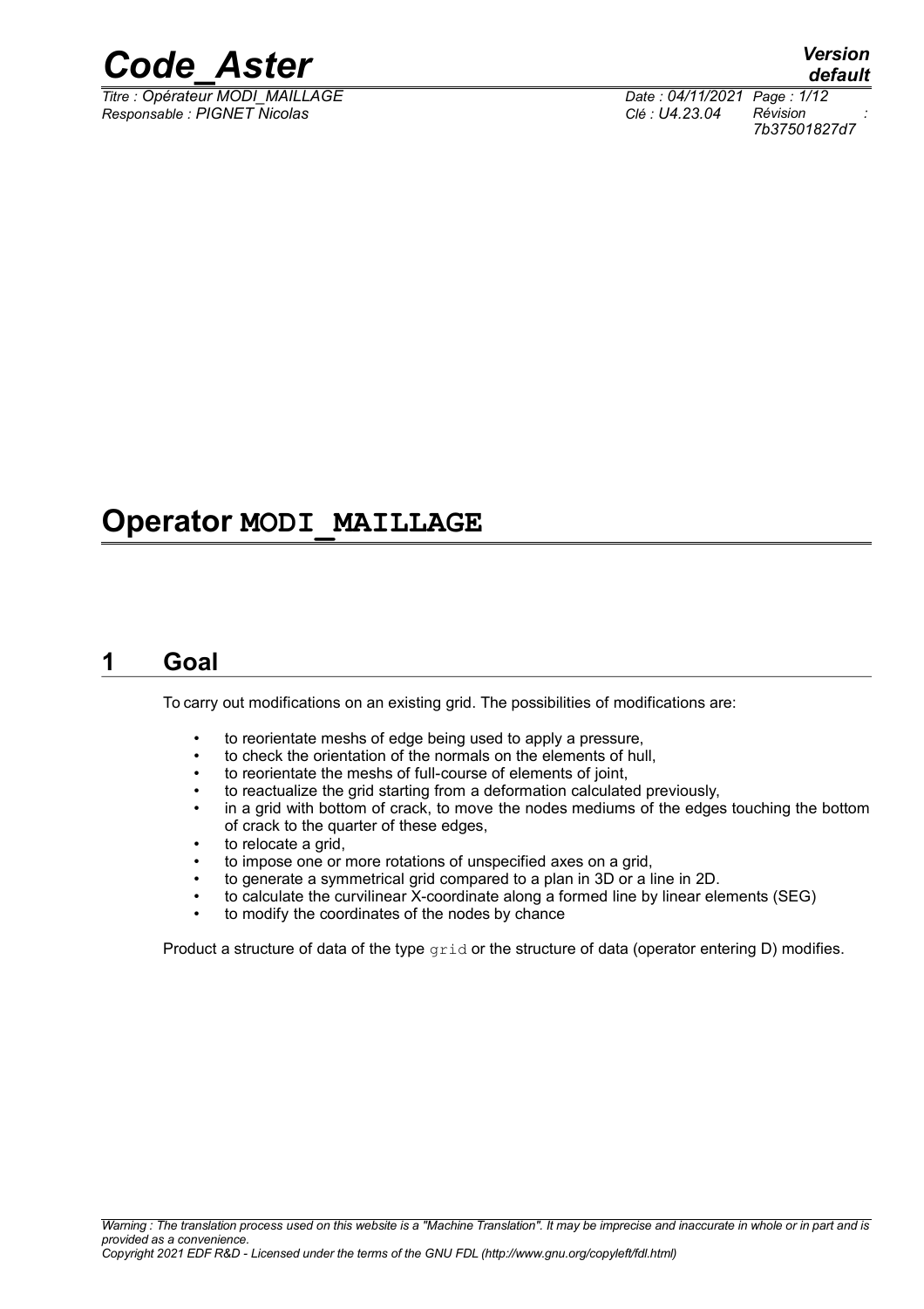# Operator MODI_MAILLAGE

## 1 Goal

To carry out modifications on an existing grid. The possibilities of modifications are:

- to reorientate meshs of edge being used to apply a pressure,
- to check the orientation of the normals on the elements of hull,
- to reorientate the meshs of full-course of elements of joint,
- to reactualize the grid starting from a deformation calculated previously,
- in a grid with bottom of crack, to move the nodes mediums of the edges touching the bottom of crack to the quarter of these edges,
- to relocate a grid,
- to impose one or more rotations of unspecified axes on a grid,
- to generate a symmetrical grid compared to a plan in 3D or a line in 2D.
- to calculate the curvilinear X-coordinate along a formed line by linear elements (SEG)
- to modify the coordinates of the nodes by chance

Product a structure of data of the type `grid` or the structure of data (operator entering D) modifies.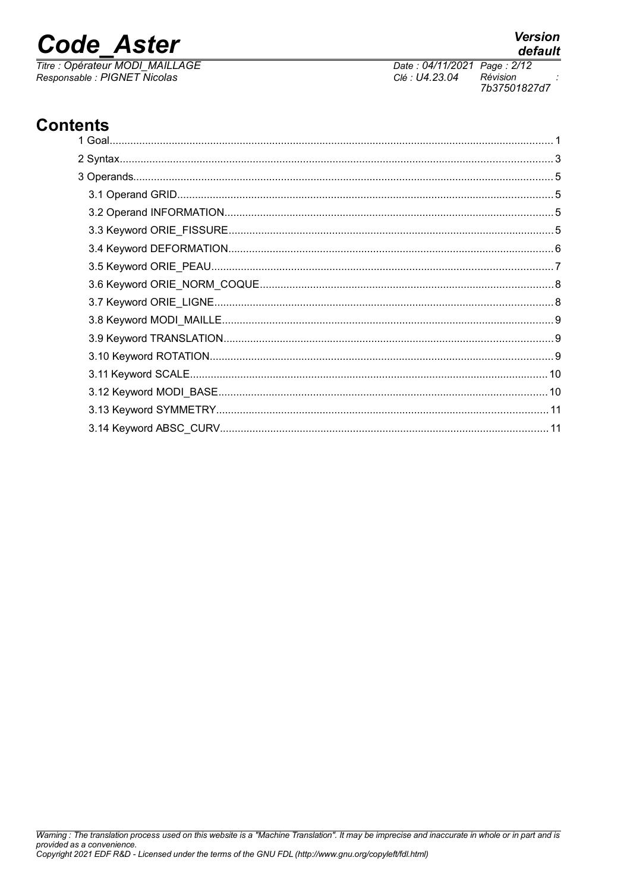# Contents

1 Goal ........ 1
2 Syntax ........ 3
3 Operands ........ 5
  3.1 Operand GRID ........ 5
  3.2 Operand INFORMATION ........ 5
  3.3 Keyword ORIE_FISSURE ........ 5
  3.4 Keyword DEFORMATION ........ 6
  3.5 Keyword ORIE_PEAU ........ 7
  3.6 Keyword ORIE_NORM_COQUE ........ 8
  3.7 Keyword ORIE_LIGNE ........ 8
  3.8 Keyword MODI_MAILLE ........ 9
  3.9 Keyword TRANSLATION ........ 9
  3.10 Keyword ROTATION ........ 9
  3.11 Keyword SCALE ........ 10
  3.12 Keyword MODI_BASE ........ 10
  3.13 Keyword SYMMETRY ........ 11
  3.14 Keyword ABSC_CURV ........ 11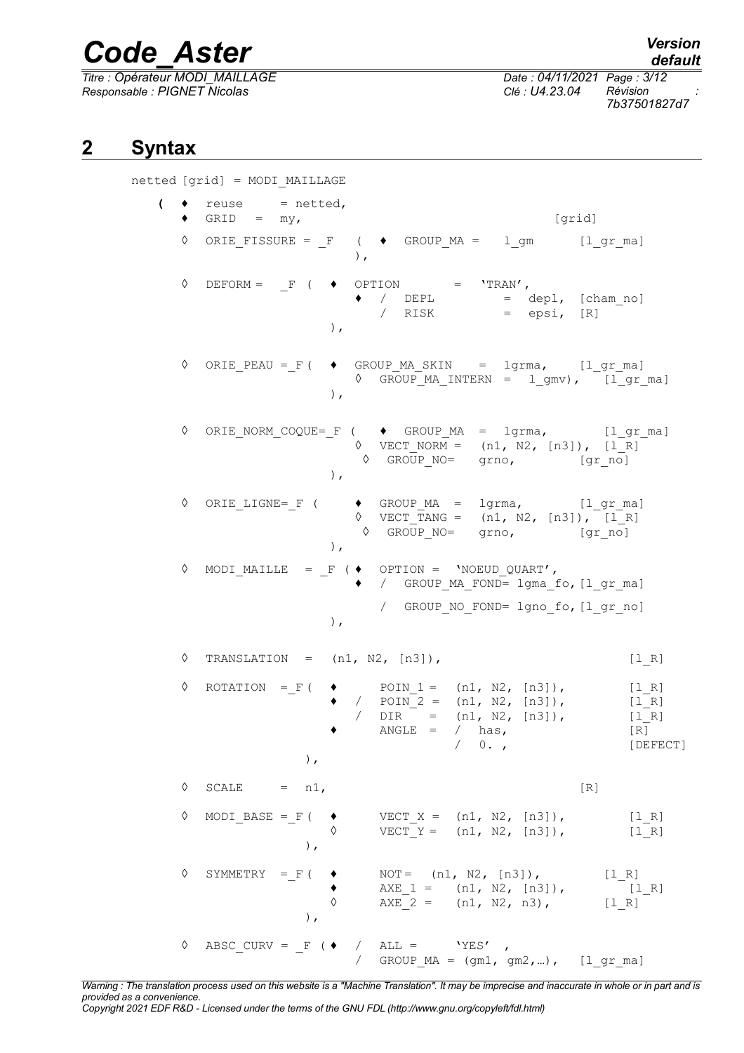# 2 Syntax

```
netted [grid] = MODI_MAILLAGE

   (  ♦  reuse    = netted,
      ♦  GRID   =  my,                                         [grid]

      ◊  ORIE_FISSURE = _F   (  ♦  GROUP_MA =    l_gm       [l_gr_ma]
                             ),

      ◊  DEFORM =   _F  (  ♦  OPTION        =  'TRAN',
                           ♦  /  DEPL          =  depl,  [cham_no]
                              /  RISK          =  epsi,  [R]
                        ),

      ◊  ORIE_PEAU =_F (  ♦  GROUP_MA_SKIN    =  lgrma,    [l_gr_ma]
                          ◊  GROUP_MA_INTERN  =  l_gmv),   [l_gr_ma]
                        ),

      ◊  ORIE_NORM_COQUE=_F (   ♦  GROUP_MA  =  lgrma,        [l_gr_ma]
                             ◊  VECT_NORM =   (n1, N2, [n3]),  [l_R]
                              ◊  GROUP_NO=    grno,          [gr_no]
                        ),

      ◊  ORIE_LIGNE=_F (     ♦  GROUP_MA  =  lgrma,        [l_gr_ma]
                             ◊  VECT_TANG =   (n1, N2, [n3]),  [l_R]
                              ◊  GROUP_NO=    grno,          [gr_no]
                        ),

      ◊  MODI_MAILLE  = _F (♦  OPTION =  'NOEUD_QUART',
                           ♦  /  GROUP_MA_FOND= lgma_fo,[l_gr_ma]

                              /  GROUP_NO_FOND= lgno_fo,[l_gr_no]
                        ),

      ◊  TRANSLATION  =  (n1, N2, [n3]),                        [l_R]

      ◊  ROTATION  =_F(  ♦       POIN_1 =  (n1, N2, [n3]),        [l_R]
                         ♦  /  POIN_2 =  (n1, N2, [n3]),        [l_R]
                            /  DIR    =  (n1, N2, [n3]),        [l_R]
                         ♦     ANGLE  =  /  has,                [R]
                                         /  0. ,                [DEFECT]
                   ),

      ◊  SCALE     =  n1,                                      [R]

      ◊  MODI_BASE =_F(  ♦       VECT_X =  (n1, N2, [n3]),        [l_R]
                         ◊       VECT_Y =  (n1, N2, [n3]),        [l_R]
                   ),

      ◊  SYMMETRY  =_F(  ♦       NOT=  (n1, N2, [n3]),         [l_R]
                         ♦       AXE_1 =   (n1, N2, [n3]),        [l_R]
                         ◊       AXE_2 =   (n1, N2, n3),        [l_R]
                   ),

      ◊  ABSC_CURV = _F (♦  /  ALL =      'YES'  ,
                            /  GROUP_MA = (gm1, gm2,…),  [l_gr_ma]
```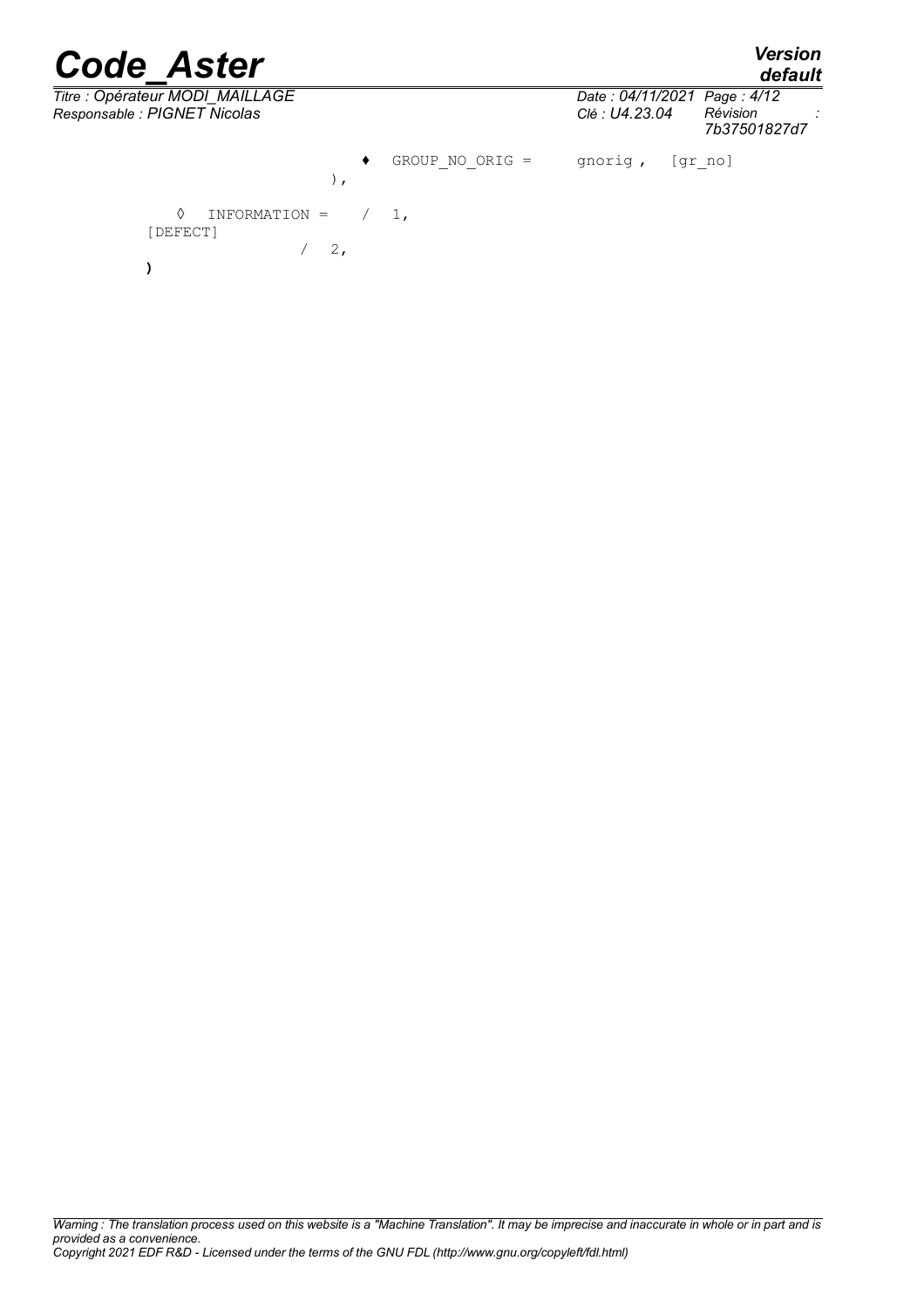```
                    ♦  GROUP_NO_ORIG =     gnorig ,   [gr_no]
                ),

    ◊  INFORMATION =   /  1,
[DEFECT]
                   /  2,
)
```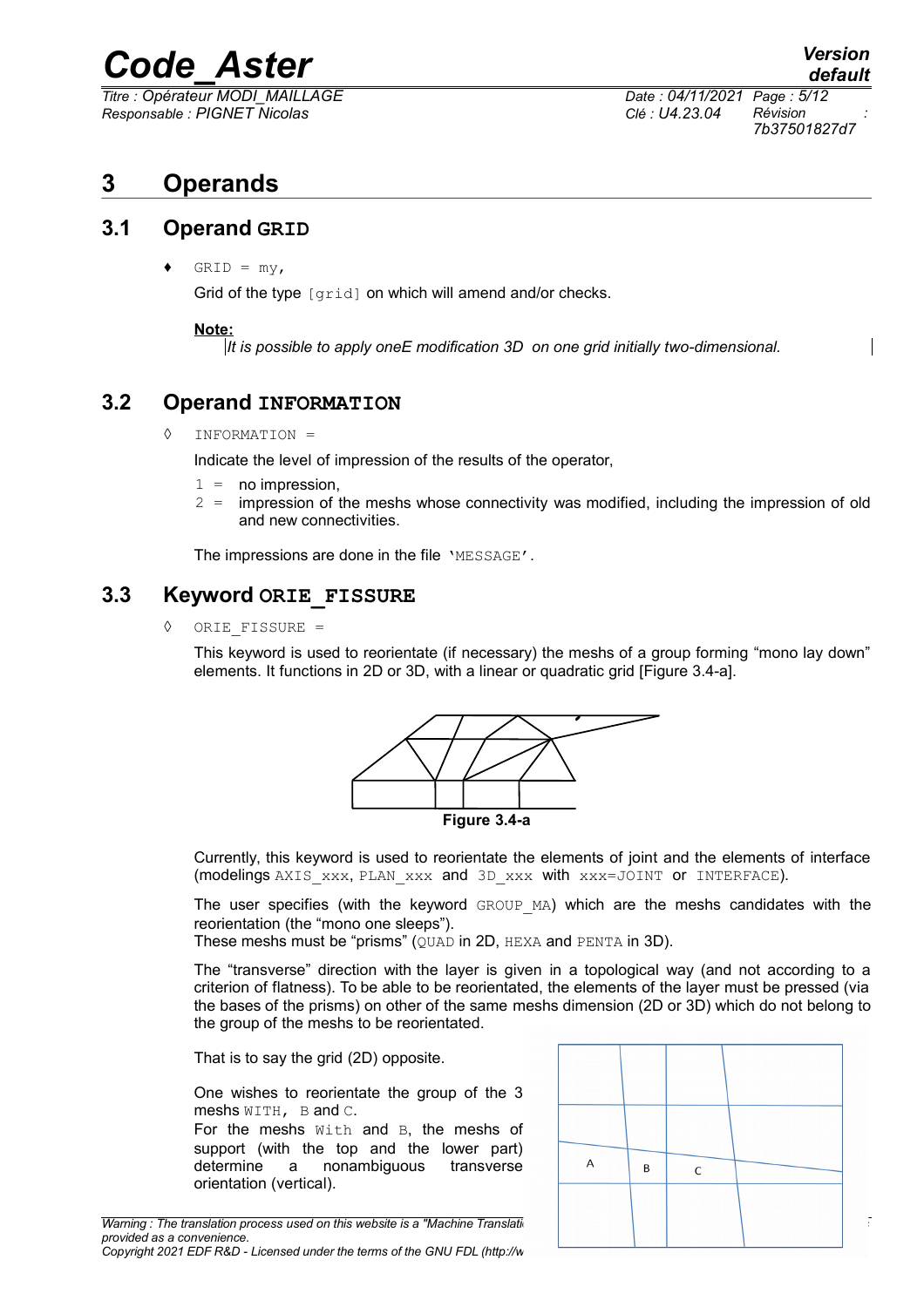# 3 Operands

## 3.1 Operand GRID

♦ `GRID = my,`

Grid of the type `[grid]` on which will amend and/or checks.

**Note:**

*It is possible to apply oneE modification 3D on one grid initially two-dimensional.*

## 3.2 Operand INFORMATION

◊ `INFORMATION =`

Indicate the level of impression of the results of the operator,

- `1 =` no impression,
- `2 =` impression of the meshs whose connectivity was modified, including the impression of old and new connectivities.

The impressions are done in the file `'MESSAGE'`.

## 3.3 Keyword ORIE_FISSURE

◊ `ORIE_FISSURE =`

This keyword is used to reorientate (if necessary) the meshs of a group forming "mono lay down" elements. It functions in 2D or 3D, with a linear or quadratic grid [Figure 3.4-a].

**Figure 3.4-a**

Currently, this keyword is used to reorientate the elements of joint and the elements of interface (modelings `AXIS_xxx`, `PLAN_xxx` and `3D_xxx` with `xxx=JOINT` or `INTERFACE`).

The user specifies (with the keyword `GROUP_MA`) which are the meshs candidates with the reorientation (the "mono one sleeps").
These meshs must be "prisms" (`QUAD` in 2D, `HEXA` and `PENTA` in 3D).

The "transverse" direction with the layer is given in a topological way (and not according to a criterion of flatness). To be able to be reorientated, the elements of the layer must be pressed (via the bases of the prisms) on other of the same meshs dimension (2D or 3D) which do not belong to the group of the meshs to be reorientated.

That is to say the grid (2D) opposite.

One wishes to reorientate the group of the 3 meshs `WITH`, `B` and `C`.
For the meshs `With` and `B`, the meshs of support (with the top and the lower part) determine a nonambiguous transverse orientation (vertical).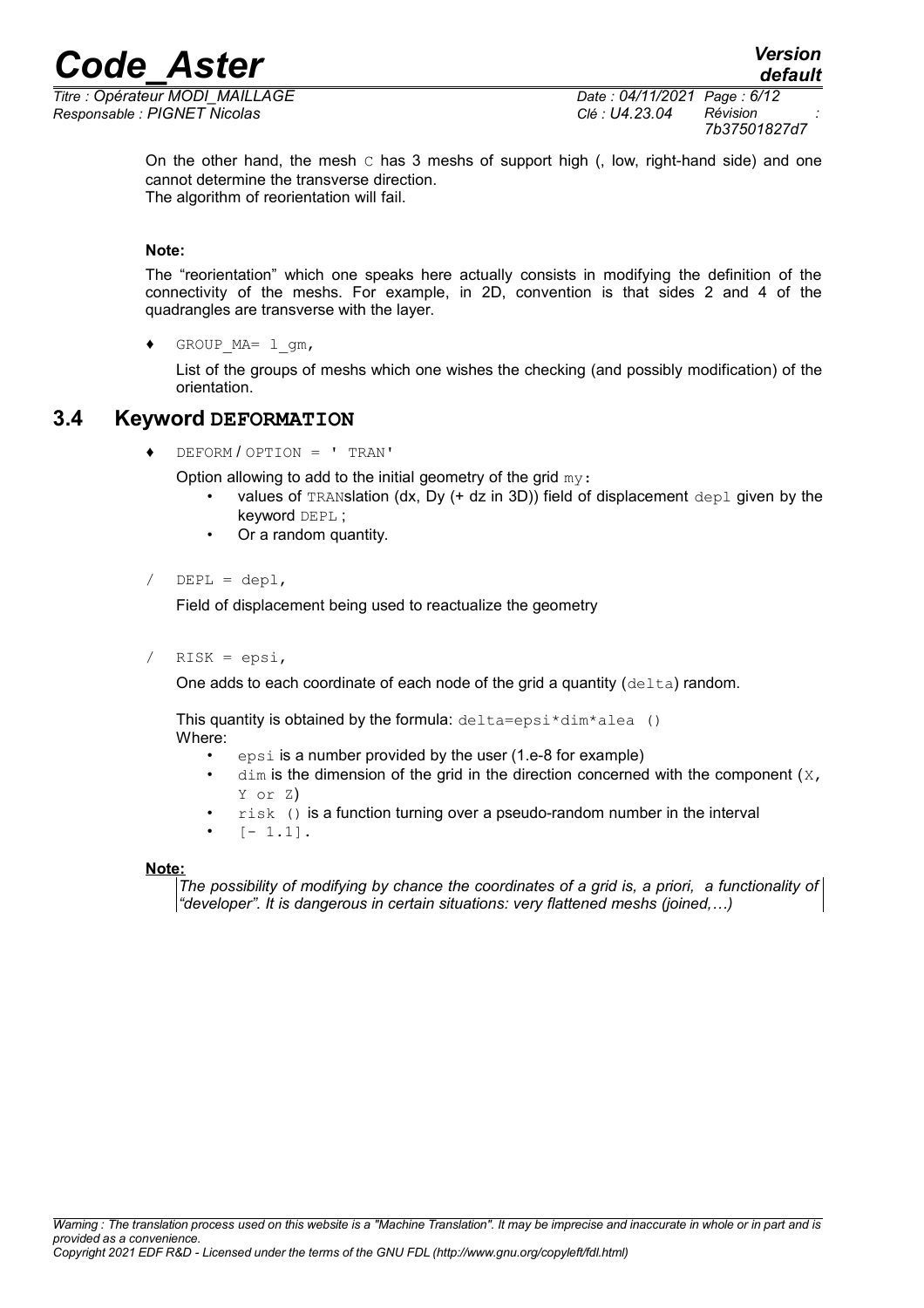On the other hand, the mesh `C` has 3 meshs of support high (, low, right-hand side) and one cannot determine the transverse direction.
The algorithm of reorientation will fail.

**Note:**

The "reorientation" which one speaks here actually consists in modifying the definition of the connectivity of the meshs. For example, in 2D, convention is that sides 2 and 4 of the quadrangles are transverse with the layer.

♦ `GROUP_MA= l_gm,`

List of the groups of meshs which one wishes the checking (and possibly modification) of the orientation.

## 3.4 Keyword DEFORMATION

♦ `DEFORM / OPTION = ' TRAN'`

Option allowing to add to the initial geometry of the grid `my`:

- values of `TRAN`slation (dx, Dy (+ dz in 3D)) field of displacement `depl` given by the keyword `DEPL` ;
- Or a random quantity.

/ `DEPL = depl,`

Field of displacement being used to reactualize the geometry

/ `RISK = epsi,`

One adds to each coordinate of each node of the grid a quantity (`delta`) random.

This quantity is obtained by the formula: `delta=epsi*dim*alea ()`
Where:

- `epsi` is a number provided by the user (1.e-8 for example)
- `dim` is the dimension of the grid in the direction concerned with the component (`X, Y or Z`)
- `risk ()` is a function turning over a pseudo-random number in the interval
- `[- 1.1]`.

**Note:**

*The possibility of modifying by chance the coordinates of a grid is, a priori, a functionality of "developer". It is dangerous in certain situations: very flattened meshs (joined,…)*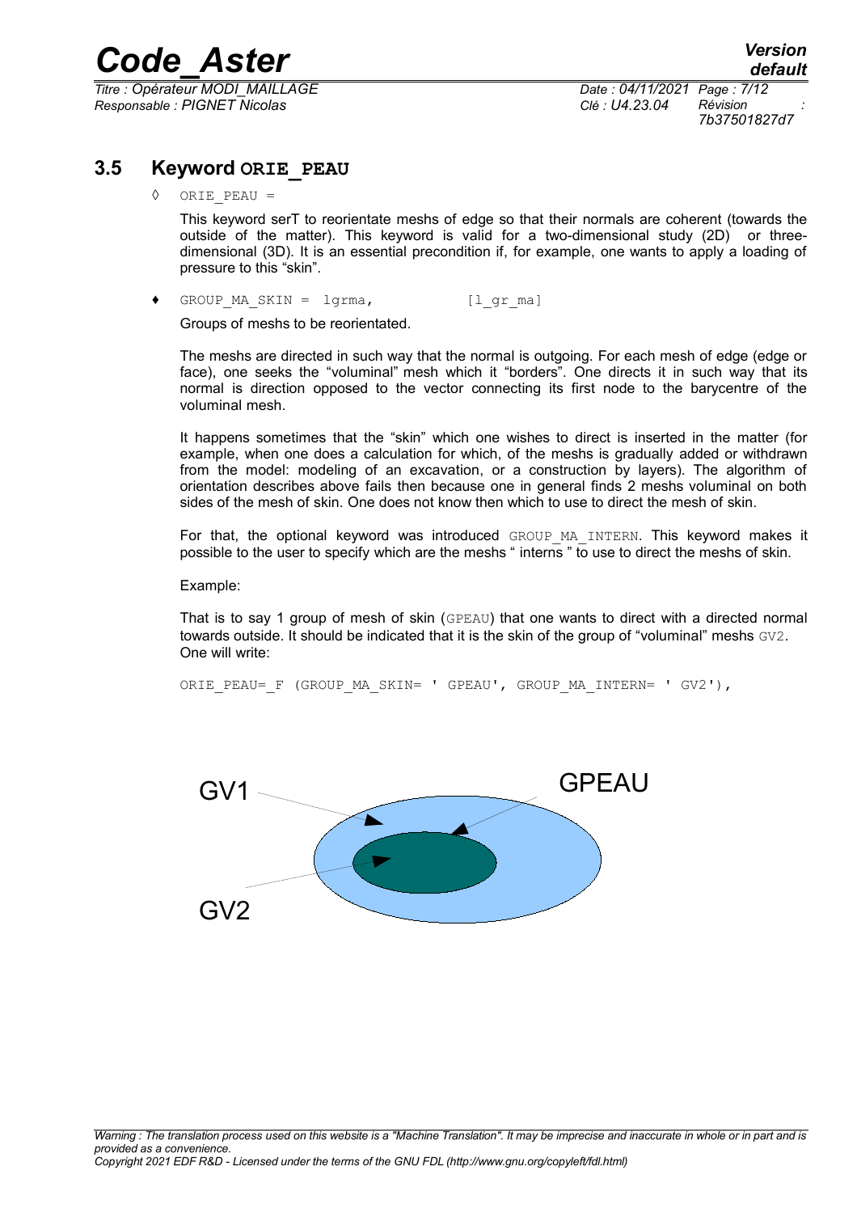### 3.5 Keyword `ORIE_PEAU`

◊ `ORIE_PEAU =`

This keyword serT to reorientate meshs of edge so that their normals are coherent (towards the outside of the matter). This keyword is valid for a two-dimensional study (2D) or three-dimensional (3D). It is an essential precondition if, for example, one wants to apply a loading of pressure to this "skin".

♦ `GROUP_MA_SKIN = lgrma, [l_gr_ma]`

Groups of meshs to be reorientated.

The meshs are directed in such way that the normal is outgoing. For each mesh of edge (edge or face), one seeks the "voluminal" mesh which it "borders". One directs it in such way that its normal is direction opposed to the vector connecting its first node to the barycentre of the voluminal mesh.

It happens sometimes that the "skin" which one wishes to direct is inserted in the matter (for example, when one does a calculation for which, of the meshs is gradually added or withdrawn from the model: modeling of an excavation, or a construction by layers). The algorithm of orientation describes above fails then because one in general finds 2 meshs voluminal on both sides of the mesh of skin. One does not know then which to use to direct the mesh of skin.

For that, the optional keyword was introduced `GROUP_MA_INTERN`. This keyword makes it possible to the user to specify which are the meshs " interns " to use to direct the meshs of skin.

Example:

That is to say 1 group of mesh of skin (`GPEAU`) that one wants to direct with a directed normal towards outside. It should be indicated that it is the skin of the group of "voluminal" meshs `GV2`. One will write:

```
ORIE_PEAU=_F (GROUP_MA_SKIN= ' GPEAU', GROUP_MA_INTERN= ' GV2'),
```

GV1 GPEAU GV2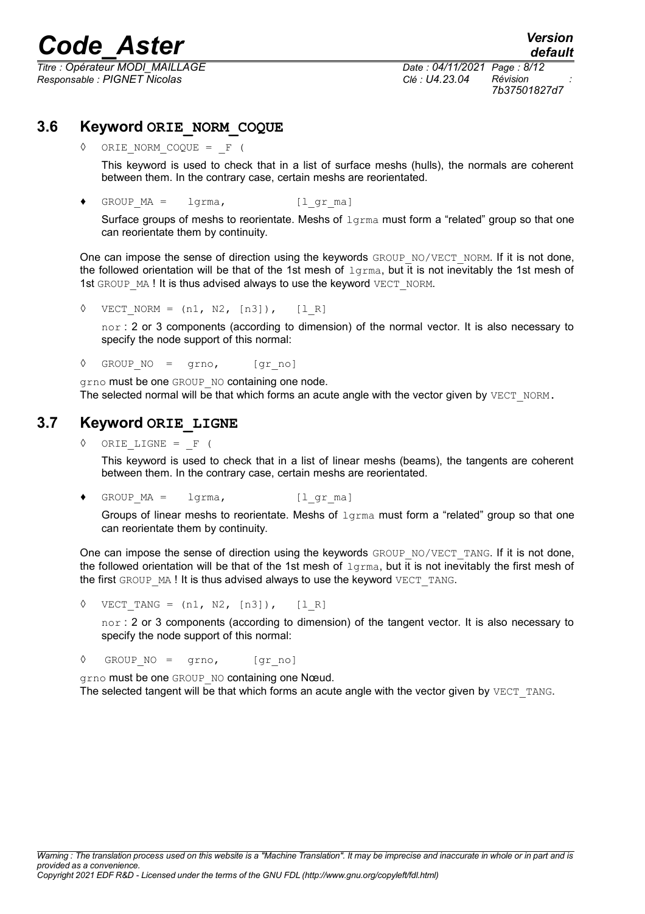## 3.6 Keyword ORIE_NORM_COQUE

◊ `ORIE_NORM_COQUE = _F (`

This keyword is used to check that in a list of surface meshs (hulls), the normals are coherent between them. In the contrary case, certain meshs are reorientated.

♦ `GROUP_MA = lgrma, [l_gr_ma]`

Surface groups of meshs to reorientate. Meshs of `lgrma` must form a "related" group so that one can reorientate them by continuity.

One can impose the sense of direction using the keywords `GROUP_NO/VECT_NORM`. If it is not done, the followed orientation will be that of the 1st mesh of `lgrma`, but it is not inevitably the 1st mesh of 1st `GROUP_MA` ! It is thus advised always to use the keyword `VECT_NORM`.

◊ `VECT_NORM = (n1, N2, [n3]), [l_R]`

`nor` : 2 or 3 components (according to dimension) of the normal vector. It is also necessary to specify the node support of this normal:

◊ `GROUP_NO = grno, [gr_no]`

`grno` must be one `GROUP_NO` containing one node.
The selected normal will be that which forms an acute angle with the vector given by `VECT_NORM`.

## 3.7 Keyword ORIE_LIGNE

◊ `ORIE_LIGNE = _F (`

This keyword is used to check that in a list of linear meshs (beams), the tangents are coherent between them. In the contrary case, certain meshs are reorientated.

♦ `GROUP_MA = lgrma, [l_gr_ma]`

Groups of linear meshs to reorientate. Meshs of `lgrma` must form a "related" group so that one can reorientate them by continuity.

One can impose the sense of direction using the keywords `GROUP_NO/VECT_TANG`. If it is not done, the followed orientation will be that of the 1st mesh of `lgrma`, but it is not inevitably the first mesh of the first `GROUP_MA` ! It is thus advised always to use the keyword `VECT_TANG`.

◊ `VECT_TANG = (n1, N2, [n3]), [l_R]`

`nor` : 2 or 3 components (according to dimension) of the tangent vector. It is also necessary to specify the node support of this normal:

◊ `GROUP_NO = grno, [gr_no]`

`grno` must be one `GROUP_NO` containing one Nœud.
The selected tangent will be that which forms an acute angle with the vector given by `VECT_TANG`.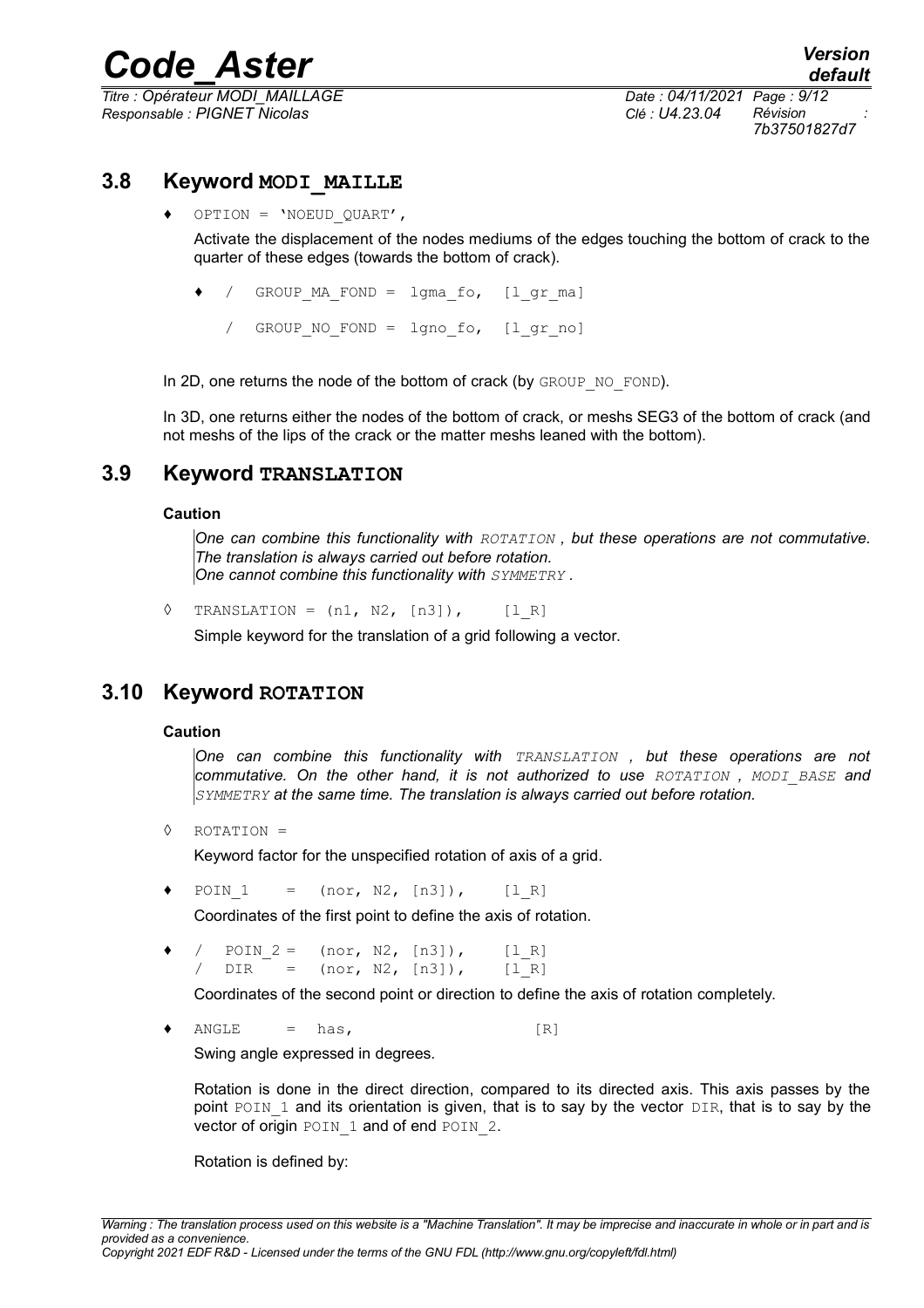### 3.8 Keyword MODI_MAILLE

♦ OPTION = 'NOEUD_QUART',

Activate the displacement of the nodes mediums of the edges touching the bottom of crack to the quarter of these edges (towards the bottom of crack).

♦ / GROUP_MA_FOND = lgma_fo, [l_gr_ma]

/ GROUP_NO_FOND = lgno_fo, [l_gr_no]

In 2D, one returns the node of the bottom of crack (by GROUP_NO_FOND).

In 3D, one returns either the nodes of the bottom of crack, or meshs SEG3 of the bottom of crack (and not meshs of the lips of the crack or the matter meshs leaned with the bottom).

### 3.9 Keyword TRANSLATION

**Caution**

*One can combine this functionality with ROTATION , but these operations are not commutative. The translation is always carried out before rotation.*
*One cannot combine this functionality with SYMMETRY .*

◊ TRANSLATION = (n1, N2, [n3]), [l_R]

Simple keyword for the translation of a grid following a vector.

### 3.10 Keyword ROTATION

**Caution**

*One can combine this functionality with TRANSLATION , but these operations are not commutative. On the other hand, it is not authorized to use ROTATION , MODI_BASE and SYMMETRY at the same time. The translation is always carried out before rotation.*

◊ ROTATION =

Keyword factor for the unspecified rotation of axis of a grid.

♦ POIN_1 = (nor, N2, [n3]), [l_R]

Coordinates of the first point to define the axis of rotation.

♦ / POIN_2 = (nor, N2, [n3]), [l_R]
/ DIR = (nor, N2, [n3]), [l_R]

Coordinates of the second point or direction to define the axis of rotation completely.

♦ ANGLE = has, [R]

Swing angle expressed in degrees.

Rotation is done in the direct direction, compared to its directed axis. This axis passes by the point POIN_1 and its orientation is given, that is to say by the vector DIR, that is to say by the vector of origin POIN_1 and of end POIN_2.

Rotation is defined by: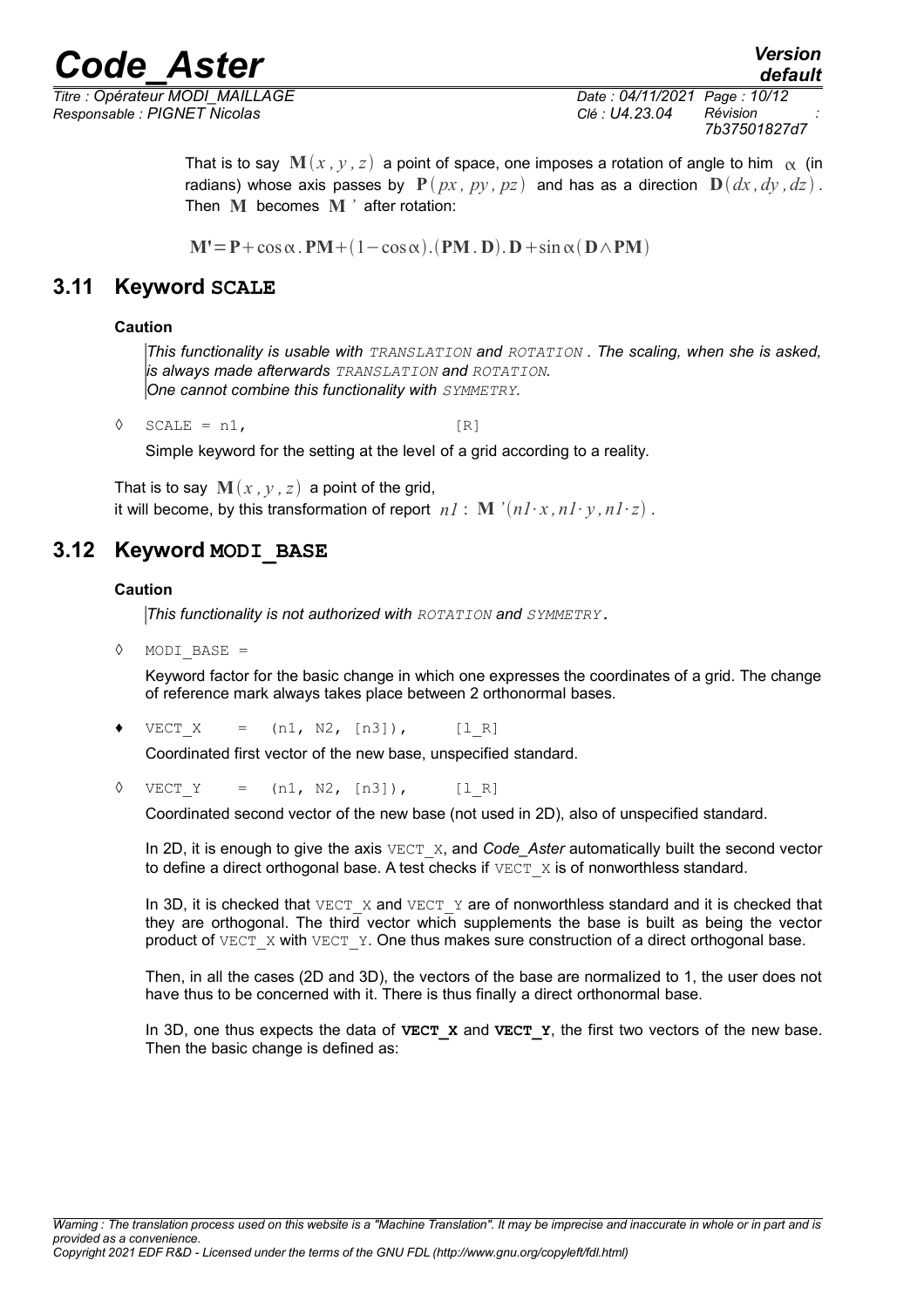That is to say $\mathbf{M}(x, y, z)$ a point of space, one imposes a rotation of angle to him $\alpha$ (in radians) whose axis passes by $\mathbf{P}(px, py, pz)$ and has as a direction $\mathbf{D}(dx, dy, dz)$. Then $\mathbf{M}$ becomes $\mathbf{M}'$ after rotation:

$$\mathbf{M'} = \mathbf{P} + \cos\alpha . \mathbf{PM} + (1 - \cos\alpha).(\mathbf{PM} . \mathbf{D}). \mathbf{D} + \sin\alpha(\mathbf{D} \wedge \mathbf{PM})$$

## 3.11 Keyword SCALE

**Caution**

*This functionality is usable with `TRANSLATION` and `ROTATION` . The scaling, when she is asked, is always made afterwards `TRANSLATION` and `ROTATION`.*
*One cannot combine this functionality with `SYMMETRY`.*

◊ `SCALE = n1,` [R]

Simple keyword for the setting at the level of a grid according to a reality.

That is to say $\mathbf{M}(x, y, z)$ a point of the grid,
it will become, by this transformation of report $n1$ : $\mathbf{M}'(n1 \cdot x, n1 \cdot y, n1 \cdot z)$.

## 3.12 Keyword MODI_BASE

**Caution**

*This functionality is not authorized with `ROTATION` and `SYMMETRY`.*

◊ `MODI_BASE =`

Keyword factor for the basic change in which one expresses the coordinates of a grid. The change of reference mark always takes place between 2 orthonormal bases.

♦ `VECT_X = (n1, N2, [n3]),` [l_R]

Coordinated first vector of the new base, unspecified standard.

◊ `VECT_Y = (n1, N2, [n3]),` [l_R]

Coordinated second vector of the new base (not used in 2D), also of unspecified standard.

In 2D, it is enough to give the axis `VECT_X`, and *Code_Aster* automatically built the second vector to define a direct orthogonal base. A test checks if `VECT_X` is of nonworthless standard.

In 3D, it is checked that `VECT_X` and `VECT_Y` are of nonworthless standard and it is checked that they are orthogonal. The third vector which supplements the base is built as being the vector product of `VECT_X` with `VECT_Y`. One thus makes sure construction of a direct orthogonal base.

Then, in all the cases (2D and 3D), the vectors of the base are normalized to 1, the user does not have thus to be concerned with it. There is thus finally a direct orthonormal base.

In 3D, one thus expects the data of **VECT_X** and **VECT_Y**, the first two vectors of the new base. Then the basic change is defined as: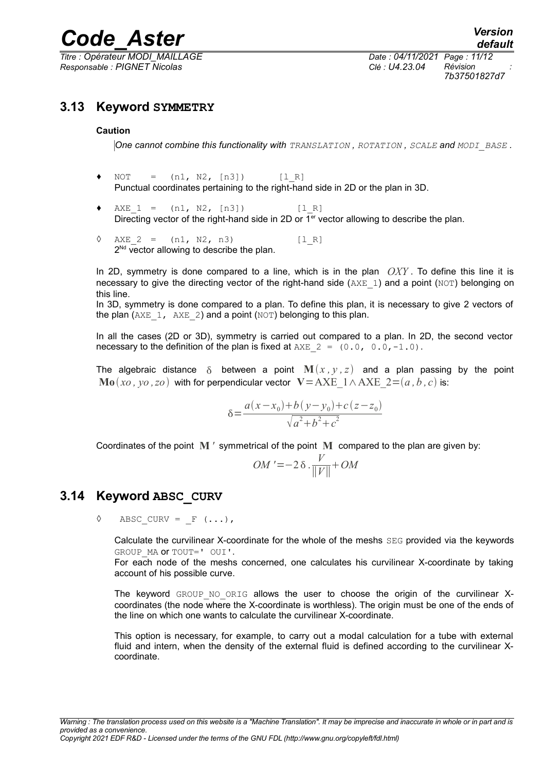## 3.13 Keyword SYMMETRY

**Caution**

*One cannot combine this functionality with `TRANSLATION`, `ROTATION`, `SCALE` and `MODI_BASE`.*

♦ `NOT = (n1, N2, [n3])` `[l_R]`
Punctual coordinates pertaining to the right-hand side in 2D or the plan in 3D.

♦ `AXE_1 = (n1, N2, [n3])` `[l_R]`
Directing vector of the right-hand side in 2D or 1[er] vector allowing to describe the plan.

◊ `AXE_2 = (n1, N2, n3)` `[l_R]`
2[Nd] vector allowing to describe the plan.

In 2D, symmetry is done compared to a line, which is in the plan $OXY$. To define this line it is necessary to give the directing vector of the right-hand side (`AXE_1`) and a point (`NOT`) belonging on this line.
In 3D, symmetry is done compared to a plan. To define this plan, it is necessary to give 2 vectors of the plan (`AXE_1, AXE_2`) and a point (`NOT`) belonging to this plan.

In all the cases (2D or 3D), symmetry is carried out compared to a plan. In 2D, the second vector necessary to the definition of the plan is fixed at `AXE_2 = (0.0, 0.0,-1.0)`.

The algebraic distance $\delta$ between a point $\mathbf{M}(x,y,z)$ and a plan passing by the point $\mathbf{Mo}(xo,yo,zo)$ with for perpendicular vector $\mathbf{V}=\mathrm{AXE\_1}\wedge\mathrm{AXE\_2}=(a,b,c)$ is:

$$\delta=\frac{a(x-x_0)+b(y-y_0)+c(z-z_0)}{\sqrt{a^2+b^2+c^2}}$$

Coordinates of the point $\mathbf{M}'$ symmetrical of the point $\mathbf{M}$ compared to the plan are given by:

$$OM'=-2\,\delta\,.\frac{V}{\|V\|}+OM$$

## 3.14 Keyword ABSC_CURV

◊ `ABSC_CURV = _F (...),`

Calculate the curvilinear X-coordinate for the whole of the meshs `SEG` provided via the keywords `GROUP_MA` or `TOUT=' OUI'`.
For each node of the meshs concerned, one calculates his curvilinear X-coordinate by taking account of his possible curve.

The keyword `GROUP_NO_ORIG` allows the user to choose the origin of the curvilinear X-coordinates (the node where the X-coordinate is worthless). The origin must be one of the ends of the line on which one wants to calculate the curvilinear X-coordinate.

This option is necessary, for example, to carry out a modal calculation for a tube with external fluid and intern, when the density of the external fluid is defined according to the curvilinear X-coordinate.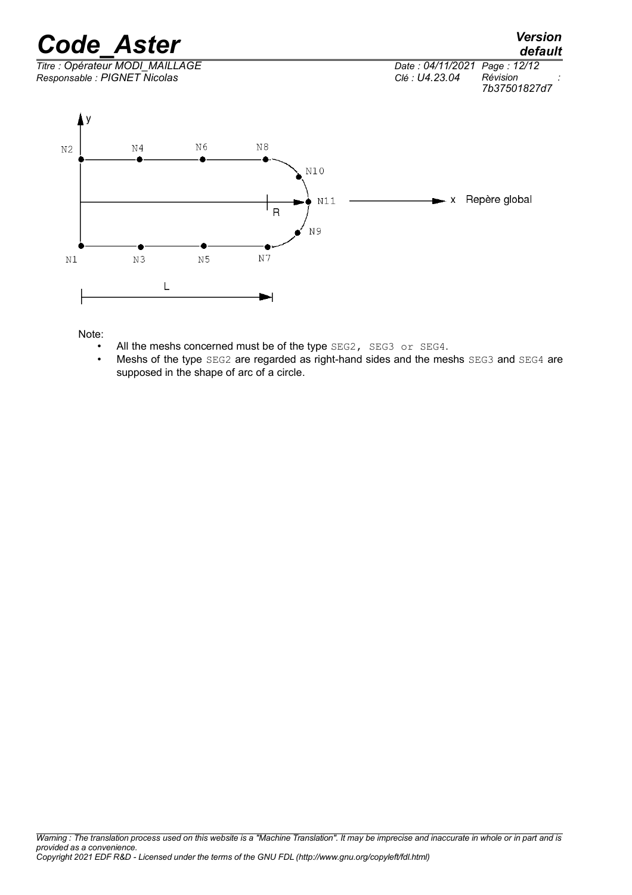y

N2 N4 N6 N8

N10

N11

x Repère global

R

N9

N1 N3 N5 N7

L

Note:

- All the meshs concerned must be of the type SEG2, SEG3 or SEG4.
- Meshs of the type SEG2 are regarded as right-hand sides and the meshs SEG3 and SEG4 are supposed in the shape of arc of a circle.